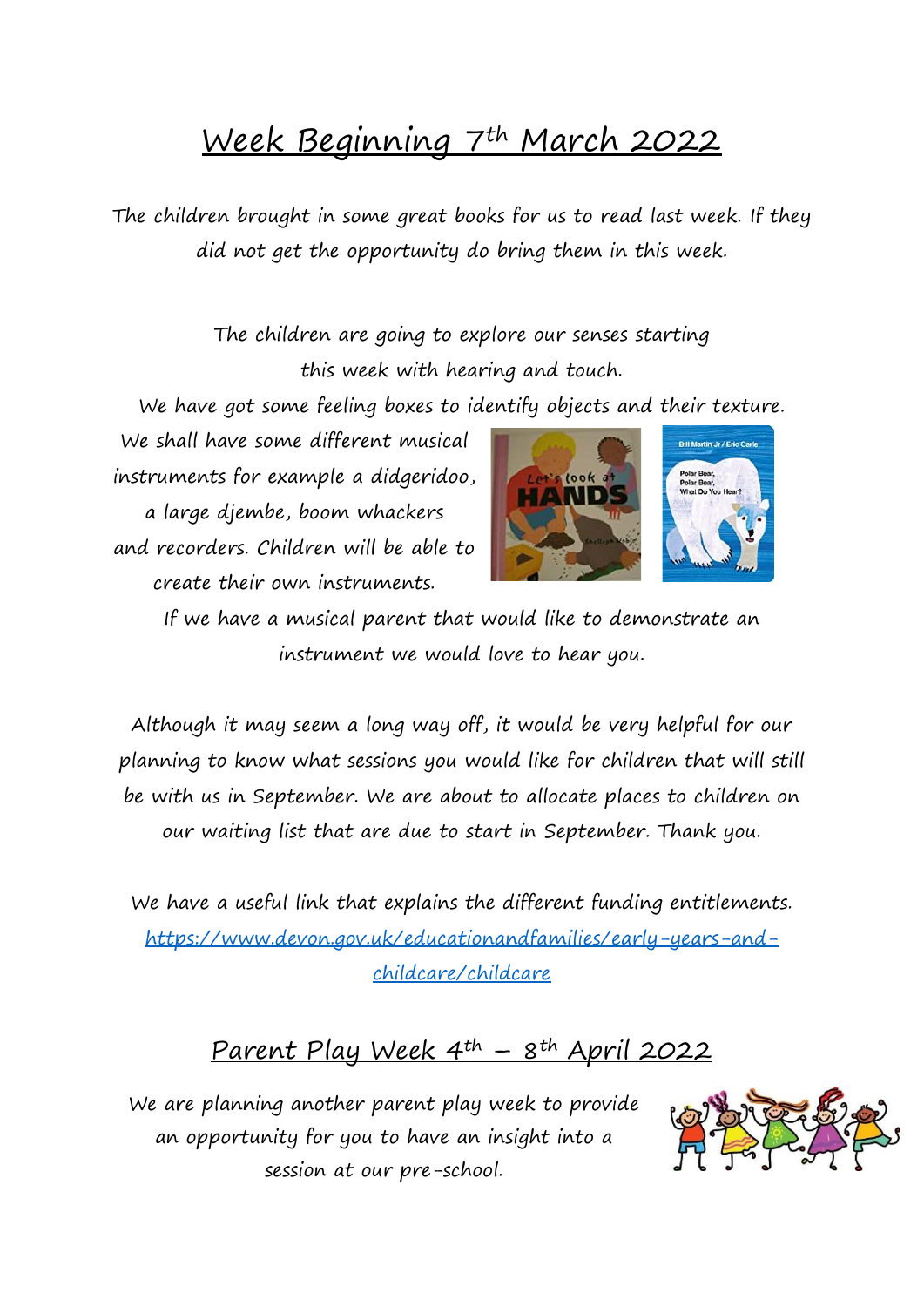# Week Beginning 7th March 2022

The children brought in some great books for us to read last week. If they did not get the opportunity do bring them in this week.

The children are going to explore our senses starting this week with hearing and touch.

We have got some feeling boxes to identify objects and their texture.

We shall have some different musical instruments for example a didgeridoo, a large djembe, boom whackers and recorders. Children will be able to create their own instruments.

If we have a musical parent that would like to demonstrate an instrument we would love to hear you.

Although it may seem a long way off, it would be very helpful for our planning to know what sessions you would like for children that will still be with us in September. We are about to allocate places to children on our waiting list that are due to start in September. Thank you.

We have a useful link that explains the different funding entitlements.
[https://www.devon.gov.uk/educationandfamilies/early-years-and-childcare/childcare](https://www.devon.gov.uk/educationandfamilies/early-years-and-childcare/childcare)

## Parent Play Week 4th – 8th April 2022

We are planning another parent play week to provide an opportunity for you to have an insight into a session at our pre-school.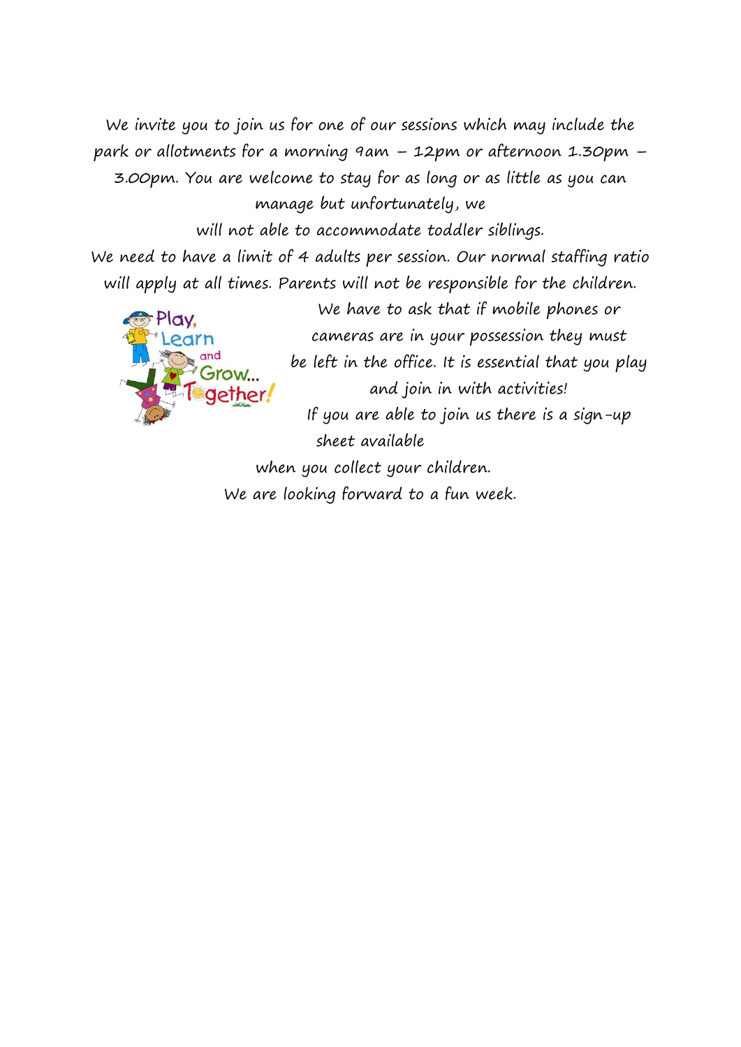We invite you to join us for one of our sessions which may include the park or allotments for a morning 9am – 12pm or afternoon 1.30pm – 3.00pm. You are welcome to stay for as long or as little as you can manage but unfortunately, we will not able to accommodate toddler siblings.

We need to have a limit of 4 adults per session. Our normal staffing ratio will apply at all times. Parents will not be responsible for the children.

Play, Learn and Grow... Together!

We have to ask that if mobile phones or cameras are in your possession they must be left in the office. It is essential that you play and join in with activities!

If you are able to join us there is a sign-up sheet available when you collect your children.

We are looking forward to a fun week.